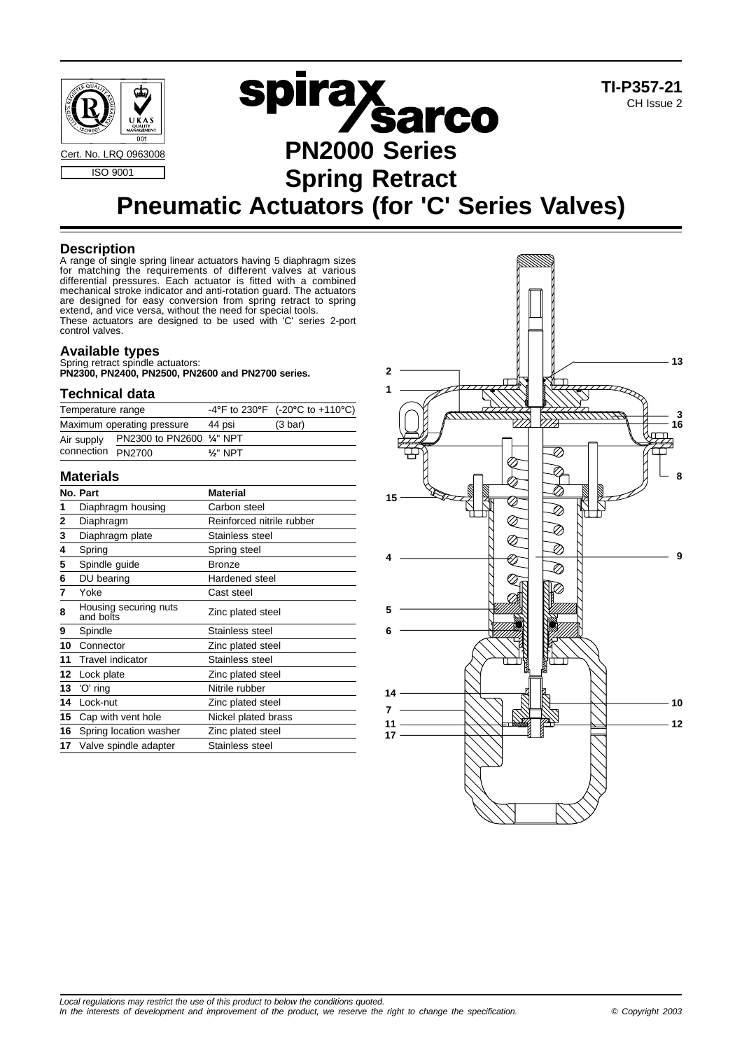Cert. No. LRQ 0963008

ISO 9001

TI-P357-21
CH Issue 2

# PN2000 Series Spring Retract Pneumatic Actuators (for 'C' Series Valves)

## Description

A range of single spring linear actuators having 5 diaphragm sizes for matching the requirements of different valves at various differential pressures. Each actuator is fitted with a combined mechanical stroke indicator and anti-rotation guard. The actuators are designed for easy conversion from spring retract to spring extend, and vice versa, without the need for special tools.
These actuators are designed to be used with 'C' series 2-port control valves.

## Available types

Spring retract spindle actuators:
**PN2300, PN2400, PN2500, PN2600 and PN2700 series.**

## Technical data

| | | | |
|---|---|---|---|
| Temperature range | | -4°F to 230°F | (-20°C to +110°C) |
| Maximum operating pressure | | 44 psi | (3 bar) |
| Air supply connection | PN2300 to PN2600 | ¼" NPT | |
| | PN2700 | ½" NPT | |

## Materials

| No. | Part | Material |
|---|---|---|
| 1 | Diaphragm housing | Carbon steel |
| 2 | Diaphragm | Reinforced nitrile rubber |
| 3 | Diaphragm plate | Stainless steel |
| 4 | Spring | Spring steel |
| 5 | Spindle guide | Bronze |
| 6 | DU bearing | Hardened steel |
| 7 | Yoke | Cast steel |
| 8 | Housing securing nuts and bolts | Zinc plated steel |
| 9 | Spindle | Stainless steel |
| 10 | Connector | Zinc plated steel |
| 11 | Travel indicator | Stainless steel |
| 12 | Lock plate | Zinc plated steel |
| 13 | 'O' ring | Nitrile rubber |
| 14 | Lock-nut | Zinc plated steel |
| 15 | Cap with vent hole | Nickel plated brass |
| 16 | Spring location washer | Zinc plated steel |
| 17 | Valve spindle adapter | Stainless steel |

2
1
15
4
5
6
14
7
11
17
13
3
16
8
9
10
12

*Local regulations may restrict the use of this product to below the conditions quoted.*
*In the interests of development and improvement of the product, we reserve the right to change the specification.*

© Copyright 2003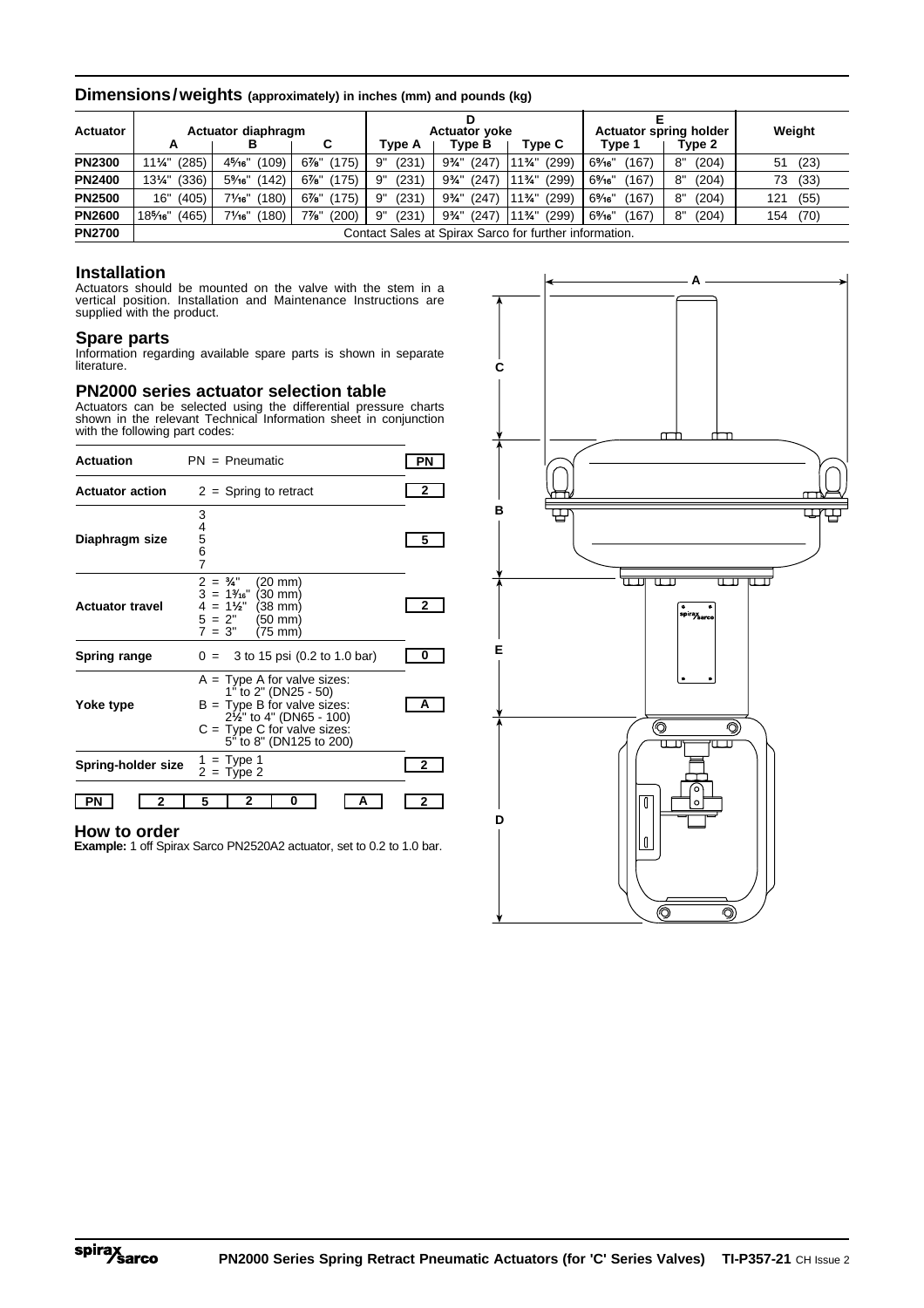## Dimensions/weights (approximately) in inches (mm) and pounds (kg)

| Actuator | Actuator diaphragm | | | D Actuator yoke | | | E Actuator spring holder | | Weight |
|---|---|---|---|---|---|---|---|---|---|
| | A | B | C | Type A | Type B | Type C | Type 1 | Type 2 | |
| **PN2300** | 11¼" (285) | 4⁵⁄₁₆" (109) | 6⅞" (175) | 9" (231) | 9¾" (247) | 11¾" (299) | 6⁹⁄₁₆" (167) | 8" (204) | 51 (23) |
| **PN2400** | 13¼" (336) | 5⁹⁄₁₆" (142) | 6⅞" (175) | 9" (231) | 9¾" (247) | 11¾" (299) | 6⁹⁄₁₆" (167) | 8" (204) | 73 (33) |
| **PN2500** | 16" (405) | 7¹⁄₁₆" (180) | 6⅞" (175) | 9" (231) | 9¾" (247) | 11¾" (299) | 6⁹⁄₁₆" (167) | 8" (204) | 121 (55) |
| **PN2600** | 18⁵⁄₁₆" (465) | 7¹⁄₁₆" (180) | 7⅞" (200) | 9" (231) | 9¾" (247) | 11¾" (299) | 6⁹⁄₁₆" (167) | 8" (204) | 154 (70) |
| **PN2700** | Contact Sales at Spirax Sarco for further information. | | | | | | | | |

### Installation

Actuators should be mounted on the valve with the stem in a vertical position. Installation and Maintenance Instructions are supplied with the product.

### Spare parts

Information regarding available spare parts is shown in separate literature.

### PN2000 series actuator selection table

Actuators can be selected using the differential pressure charts shown in the relevant Technical Information sheet in conjunction with the following part codes:

| | | |
|---|---|---|
| **Actuation** | PN = Pneumatic | **PN** |
| **Actuator action** | 2 = Spring to retract | **2** |
| **Diaphragm size** | 3<br>4<br>5<br>6<br>7 | **5** |
| **Actuator travel** | 2 = ¾" (20 mm)<br>3 = 1³⁄₁₆" (30 mm)<br>4 = 1½" (38 mm)<br>5 = 2" (50 mm)<br>7 = 3" (75 mm) | **2** |
| **Spring range** | 0 = 3 to 15 psi (0.2 to 1.0 bar) | **0** |
| **Yoke type** | A = Type A for valve sizes: 1" to 2" (DN25 - 50)<br>B = Type B for valve sizes: 2½" to 4" (DN65 - 100)<br>C = Type C for valve sizes: 5" to 8" (DN125 to 200) | **A** |
| **Spring-holder size** | 1 = Type 1<br>2 = Type 2 | **2** |

**PN** | **2** | **5** | **2** | **0** | **A** | **2**

### How to order

**Example:** 1 off Spirax Sarco PN2520A2 actuator, set to 0.2 to 1.0 bar.

A

C

B

E

D